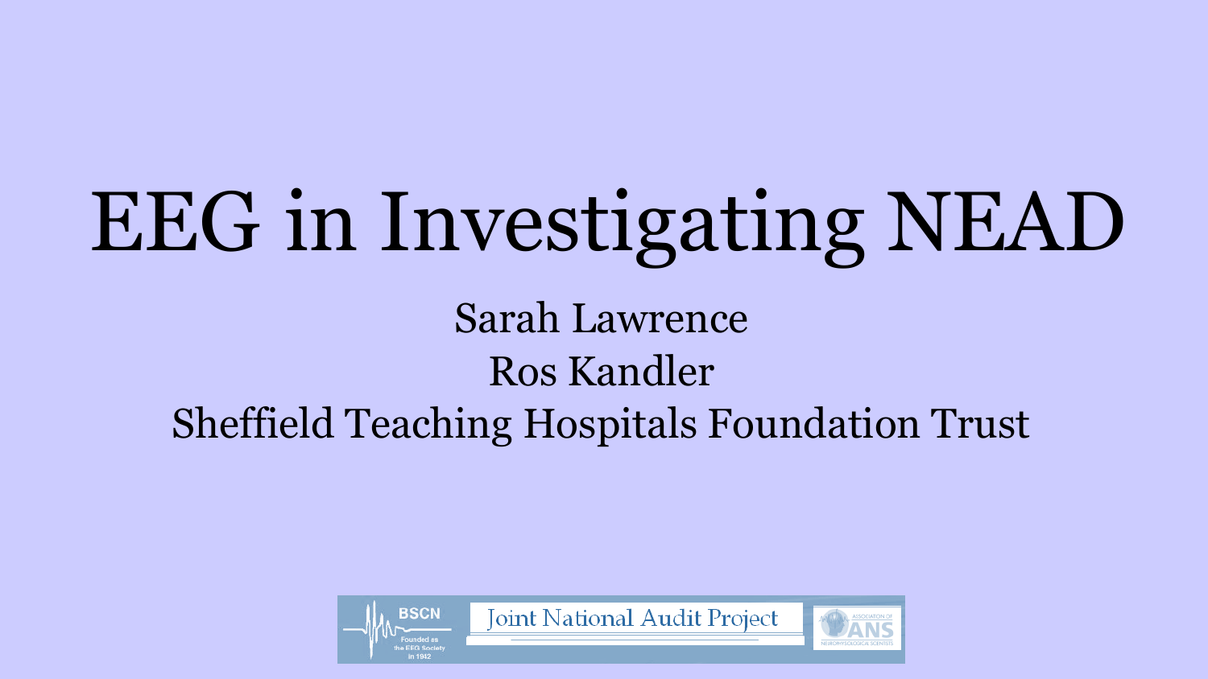# EEG in Investigating NEAD

Sarah Lawrence

Ros Kandler

Sheffield Teaching Hospitals Foundation Trust

BSCN Founded as the EEG Society in 1942

Joint National Audit Project

Association of ANS Neurophysiological Scientists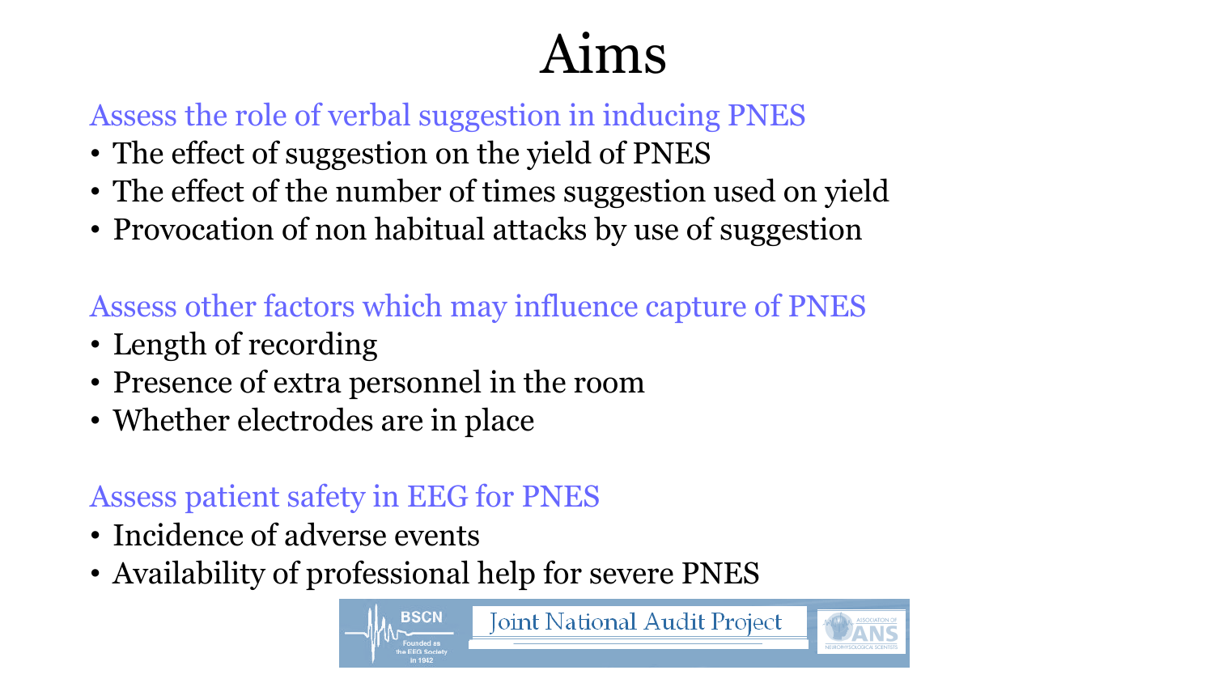# Aims

## Assess the role of verbal suggestion in inducing PNES

- The effect of suggestion on the yield of PNES
- The effect of the number of times suggestion used on yield
- Provocation of non habitual attacks by use of suggestion

## Assess other factors which may influence capture of PNES

- Length of recording
- Presence of extra personnel in the room
- Whether electrodes are in place

## Assess patient safety in EEG for PNES

- Incidence of adverse events
- Availability of professional help for severe PNES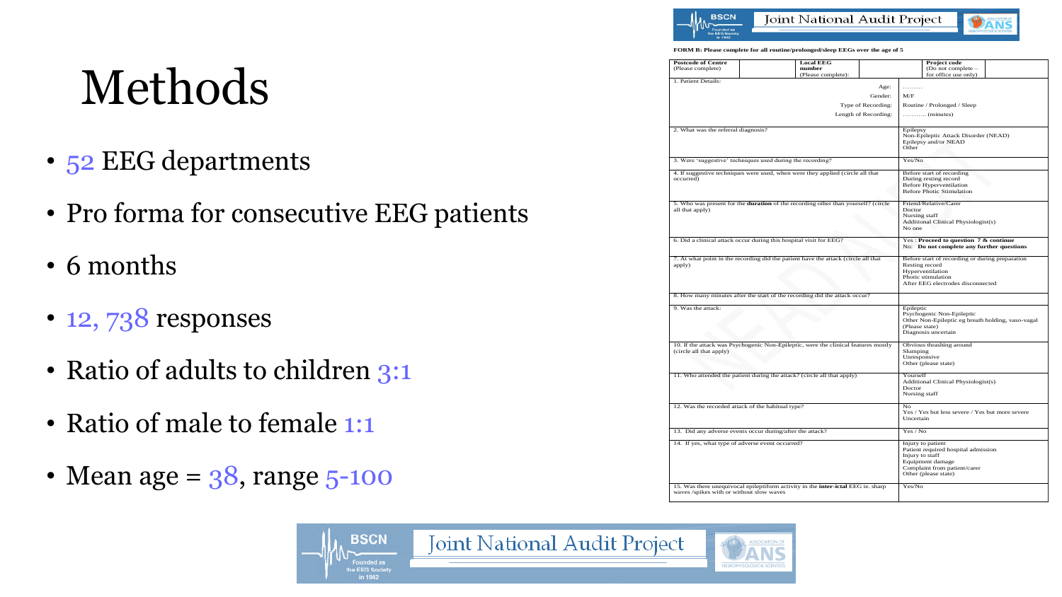# Methods

- 52 EEG departments
- Pro forma for consecutive EEG patients
- 6 months
- 12, 738 responses
- Ratio of adults to children 3:1
- Ratio of male to female 1:1
- Mean age = 38, range 5-100

Joint National Audit Project

**FORM B: Please complete for all routine/prolonged/sleep EEGs over the age of 5**

| **Postcode of Centre** (Please complete) | | **Local EEG number** (Please complete): | | **Project code** (Do not complete – for office use only) | |
|---|---|---|---|---|---|

| | |
|---|---|
| 1. Patient Details: Age: | ……… |
| Gender: | M/F |
| Type of Recording: | Routine / Prolonged / Sleep |
| Length of Recording: | ………. (minutes) |
| 2. What was the referral diagnosis? | Epilepsy<br>Non-Epileptic Attack Disorder (NEAD)<br>Epilepsy and/or NEAD<br>Other |
| 3. Were 'suggestive' techniques used during the recording? | Yes/No |
| 4. If suggestive techniques were used, when were they applied (circle all that occurred) | Before start of recording<br>During resting record<br>Before Hyperventilation<br>Before Photic Stimulation |
| 5. Who was present for the **duration** of the recording other than yourself? (circle all that apply) | Friend/Relative/Carer<br>Doctor<br>Nursing staff<br>Additional Clinical Physiologist(s)<br>No one |
| 6. Did a clinical attack occur during this hospital visit for EEG? | Yes : **Proceed to question 7 & continue**<br>No: **Do not complete any further questions** |
| 7. At what point in the recording did the patient have the attack (circle all that apply) | Before start of recording or during preparation<br>Resting record<br>Hyperventilation<br>Photic stimulation<br>After EEG electrodes disconnected |
| 8. How many minutes after the start of the recording did the attack occur? | |
| 9. Was the attack: | Epileptic<br>Psychogenic Non-Epileptic<br>Other Non-Epileptic eg breath holding, vaso-vagal (Please state)<br>Diagnosis uncertain |
| 10. If the attack was Psychogenic Non-Epileptic, were the clinical features mostly (circle all that apply) | Obvious thrashing around<br>Slumping<br>Unresponsive<br>Other (please state) |
| 11. Who attended the patient during the attack? (circle all that apply) | Yourself<br>Additional Clinical Physiologist(s)<br>Doctor<br>Nursing staff |
| 12. Was the recorded attack of the habitual type? | No<br>Yes / Yes but less severe / Yes but more severe<br>Uncertain |
| 13. Did any adverse events occur during/after the attack? | Yes / No |
| 14. If yes, what type of adverse event occurred? | Injury to patient<br>Patient required hospital admission<br>Injury to staff<br>Equipment damage<br>Complaint from patient/carer<br>Other (please state) |
| 15. Was there unequivocal epileptiform activity in the **inter-ictal** EEG ie. sharp waves /spikes with or without slow waves | Yes/No |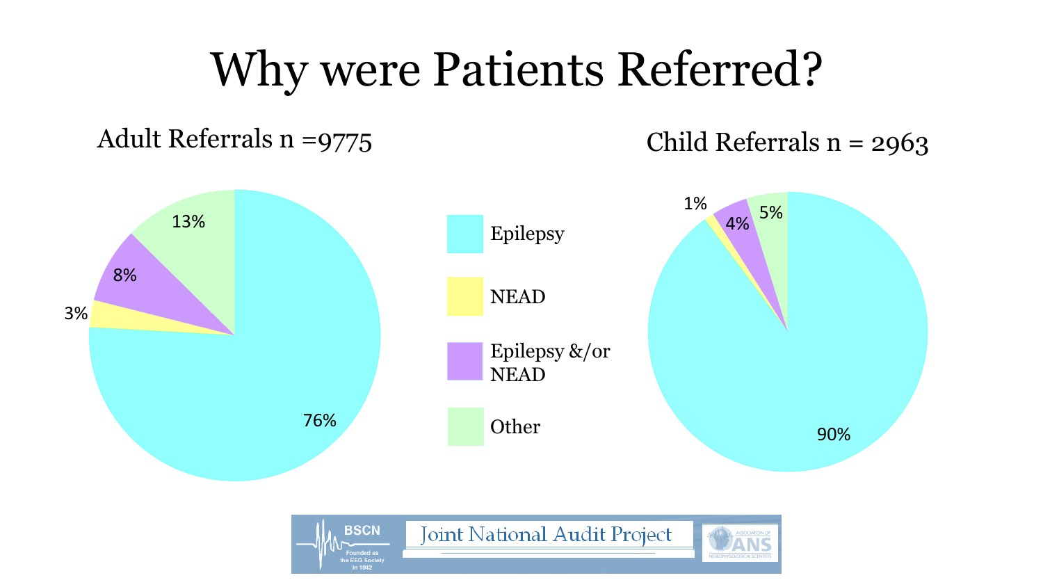# Why were Patients Referred?

## Adult Referrals n =9775

| Reason | Percentage |
|---|---|
| Epilepsy | 76% |
| NEAD | 3% |
| Epilepsy &/or NEAD | 8% |
| Other | 13% |

## Child Referrals n = 2963

| Reason | Percentage |
|---|---|
| Epilepsy | 90% |
| NEAD | 1% |
| Epilepsy &/or NEAD | 4% |
| Other | 5% |

Joint National Audit Project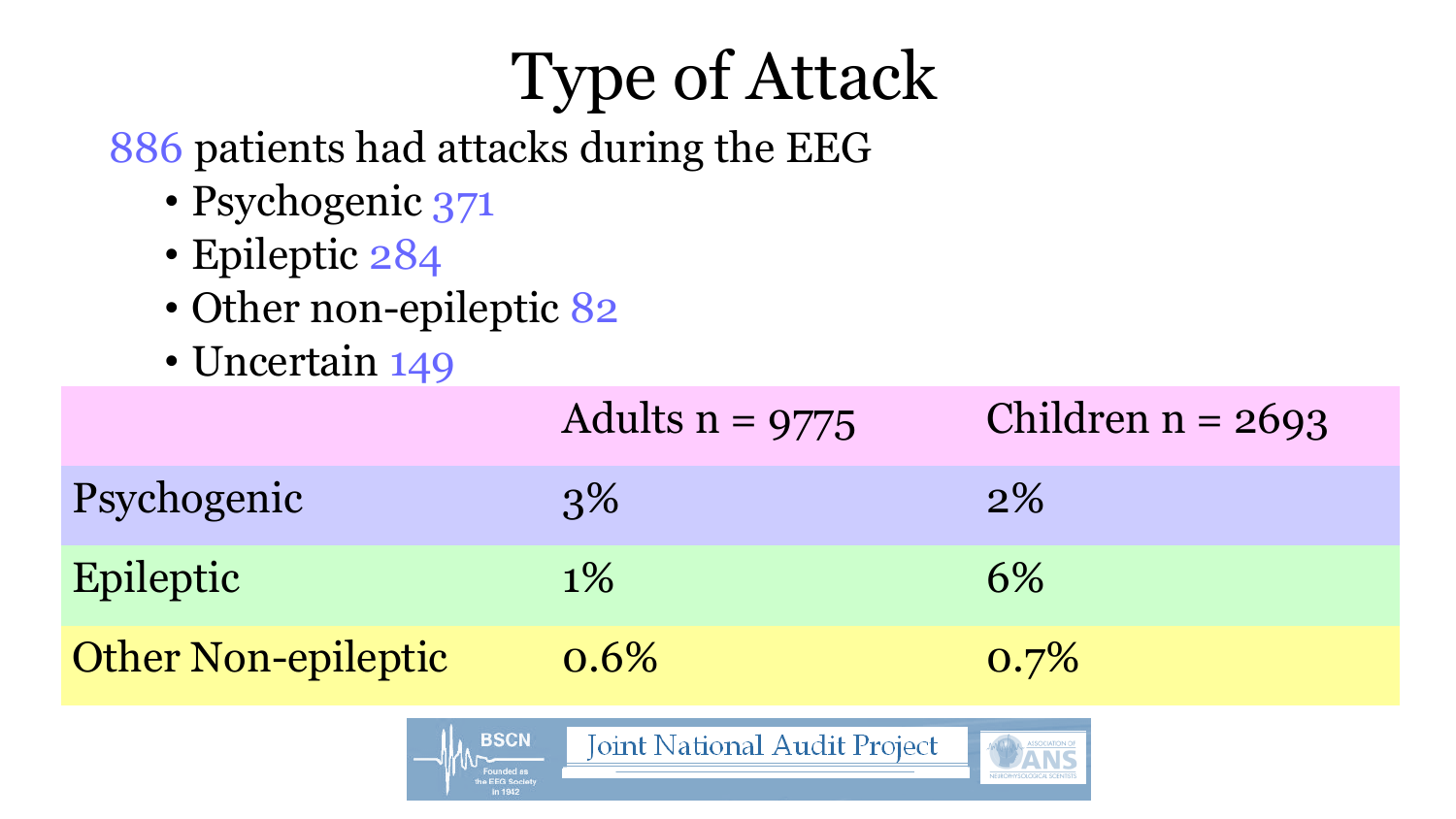# Type of Attack

886 patients had attacks during the EEG

- Psychogenic 371
- Epileptic 284
- Other non-epileptic 82
- Uncertain 149

| | Adults n = 9775 | Children n = 2693 |
|---|---|---|
| Psychogenic | 3% | 2% |
| Epileptic | 1% | 6% |
| Other Non-epileptic | 0.6% | 0.7% |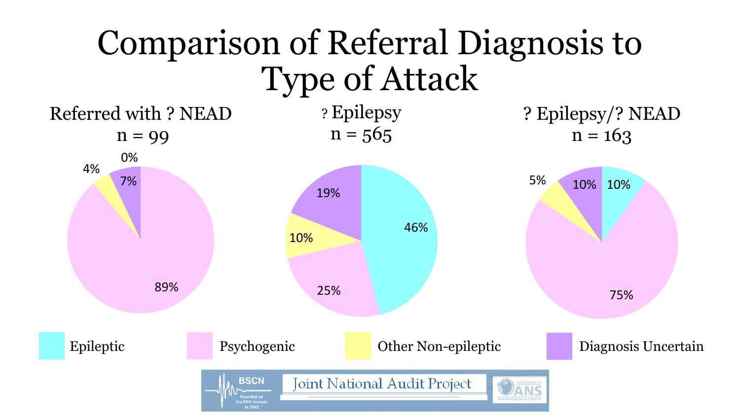# Comparison of Referral Diagnosis to Type of Attack

| | Referred with ? NEAD (n = 99) | ? Epilepsy (n = 565) | ? Epilepsy/? NEAD (n = 163) |
|---|---|---|---|
| Epileptic | 0% | 46% | 10% |
| Psychogenic | 89% | 25% | 75% |
| Other Non-epileptic | 4% | 10% | 5% |
| Diagnosis Uncertain | 7% | 19% | 10% |

BSCN Founded as the EEG Society in 1942 — Joint National Audit Project — Association of Neurophysiological Scientists (ANS)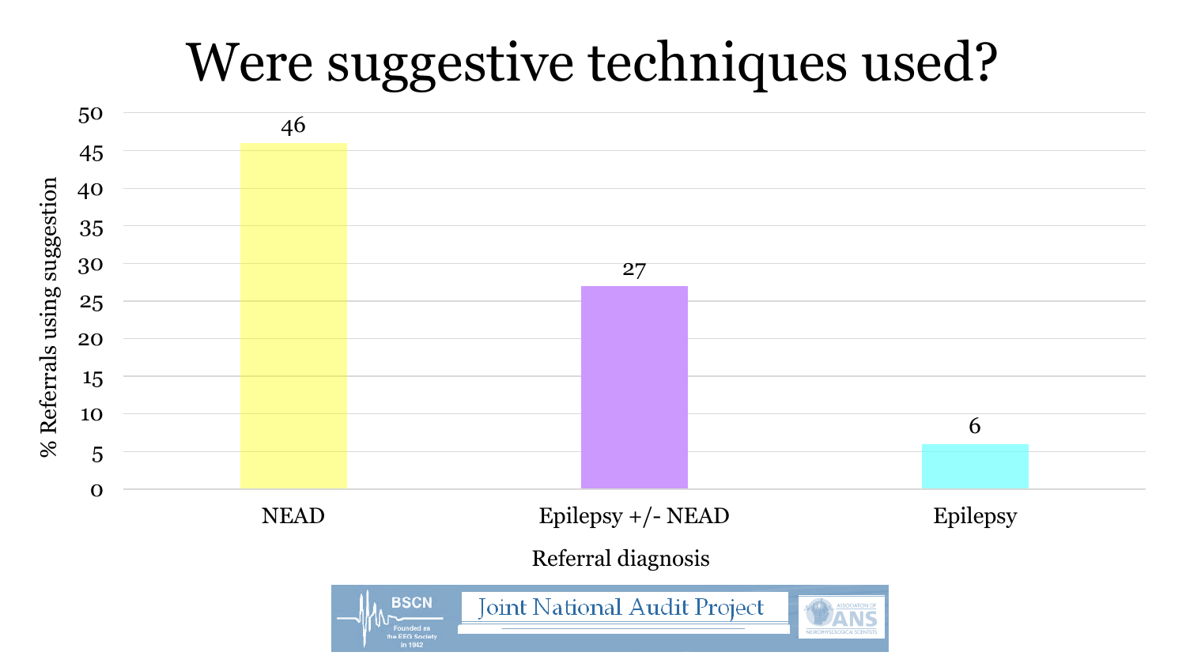# Were suggestive techniques used?

| Referral diagnosis | % Referrals using suggestion |
| --- | --- |
| NEAD | 46 |
| Epilepsy +/- NEAD | 27 |
| Epilepsy | 6 |

BSCN Founded as the EEG Society in 1942 — Joint National Audit Project — Association of ANS Neurophysiological Scientists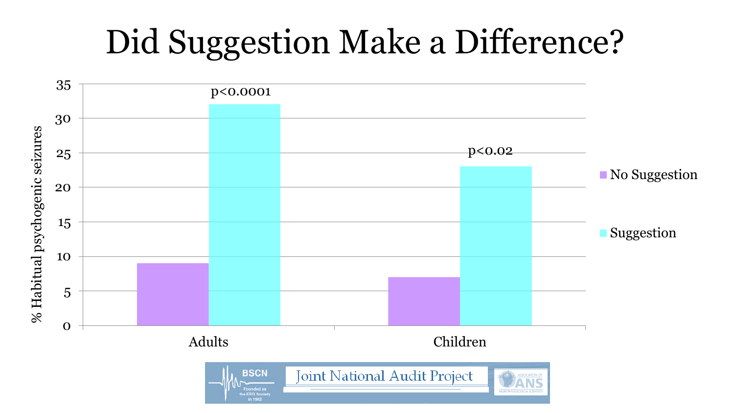# Did Suggestion Make a Difference?

| | No Suggestion | Suggestion | |
|---|---|---|---|
| Adults | 9 | 32 | $p<0.0001$ |
| Children | 7 | 23 | $p<0.02$ |

% Habitual psychogenic seizures

Joint National Audit Project

BSCN Founded as the EEG Society in 1942

Association of Neurophysiological Scientists (ANS)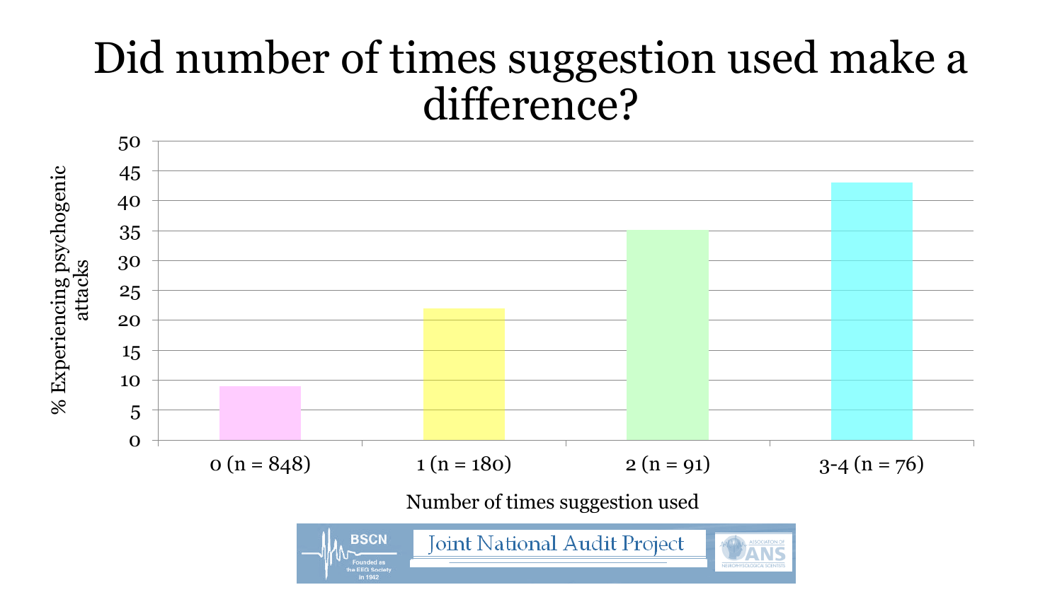# Did number of times suggestion used make a difference?

| Number of times suggestion used | % Experiencing psychogenic attacks |
|---|---|
| 0 (n = 848) | 9 |
| 1 (n = 180) | 22 |
| 2 (n = 91) | 35 |
| 3-4 (n = 76) | 43 |

Joint National Audit Project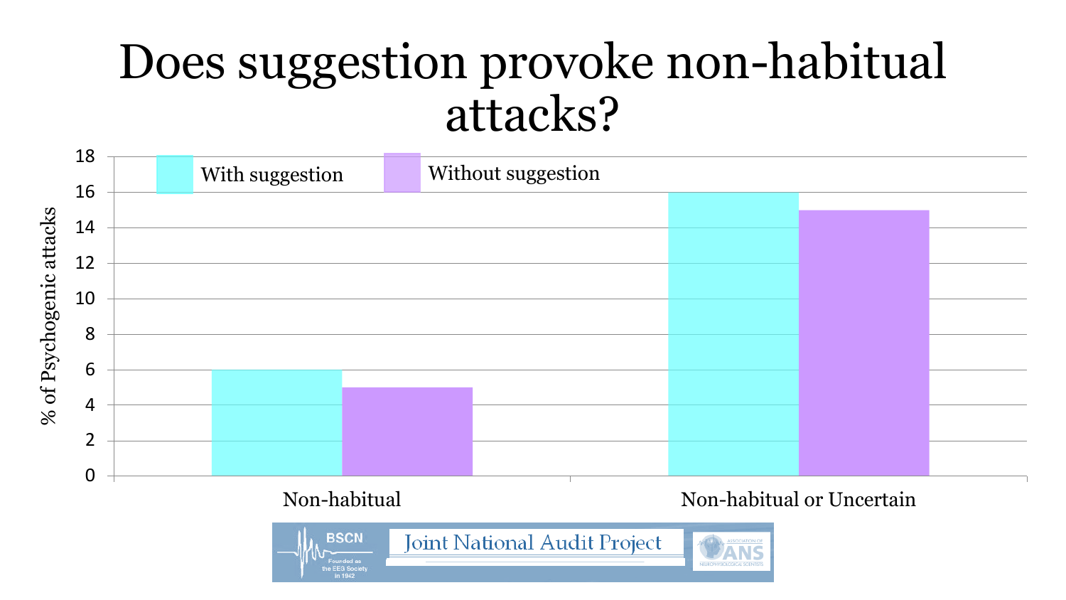# Does suggestion provoke non-habitual attacks?

| | With suggestion | Without suggestion |
|---|---|---|
| Non-habitual | 6 | 5 |
| Non-habitual or Uncertain | 16 | 15 |

% of Psychogenic attacks

BSCN Founded as the EEG Society in 1942 — Joint National Audit Project — Association of Neurophysiological Scientists (ANS)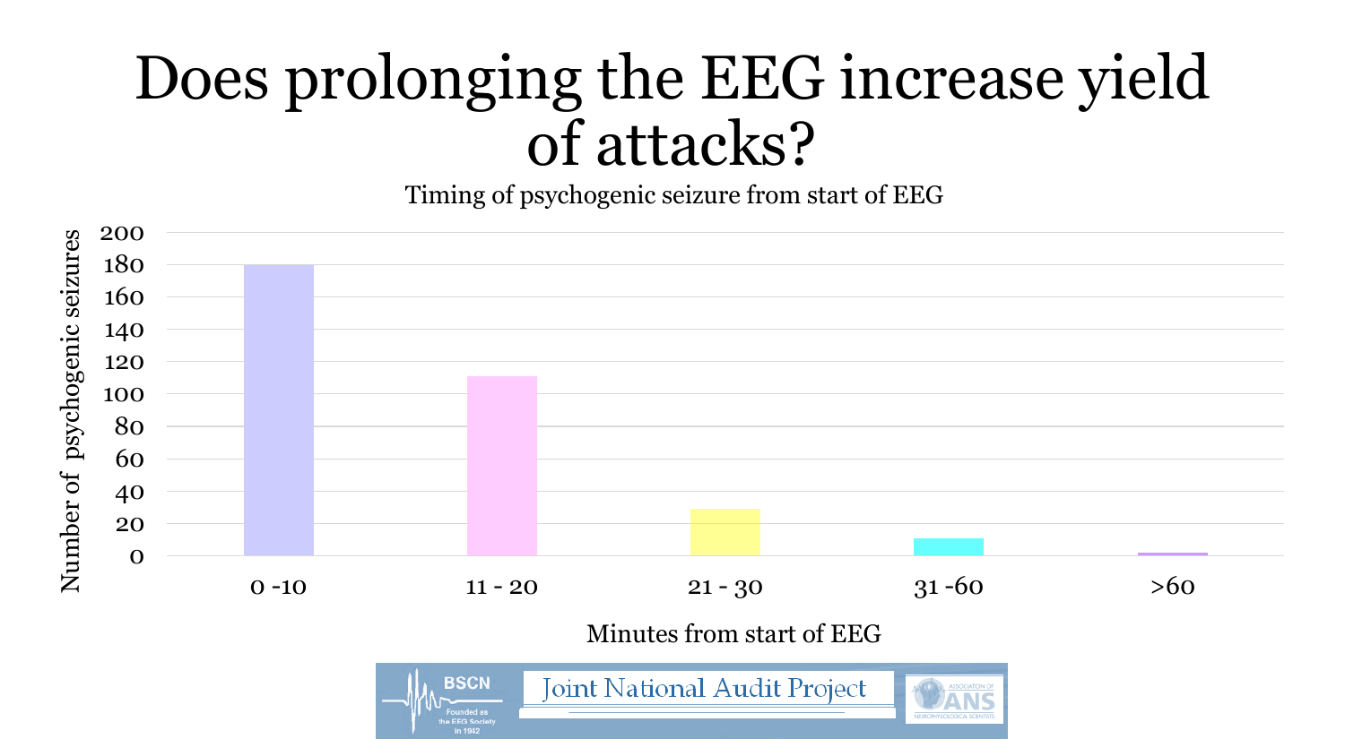# Does prolonging the EEG increase yield of attacks?

Timing of psychogenic seizure from start of EEG

| Minutes from start of EEG | Number of psychogenic seizures |
|---|---|
| 0 -10 | 180 |
| 11 - 20 | 111 |
| 21 - 30 | 29 |
| 31 -60 | 11 |
| >60 | 2 |

BSCN Founded as the EEG Society in 1942 | Joint National Audit Project | Association of Neurophysiological Scientists (ANS)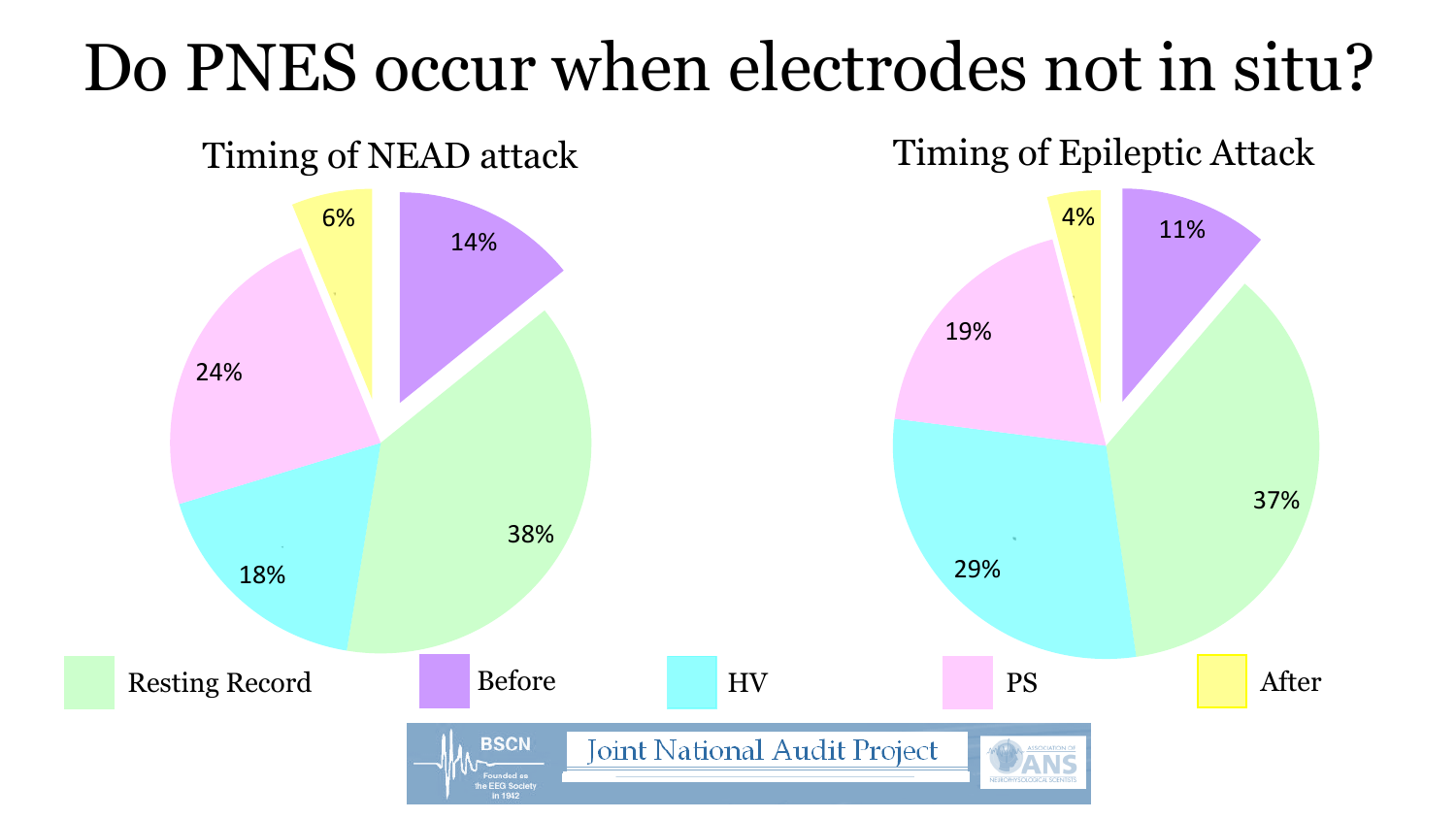# Do PNES occur when electrodes not in situ?

## Timing of NEAD attack

| Timing | Percentage |
| --- | --- |
| Resting Record | 38% |
| Before | 14% |
| HV | 18% |
| PS | 24% |
| After | 6% |

## Timing of Epileptic Attack

| Timing | Percentage |
| --- | --- |
| Resting Record | 37% |
| Before | 11% |
| HV | 29% |
| PS | 19% |
| After | 4% |

BSCN Founded as the EEG Society in 1942 — Joint National Audit Project — Association of Neurophysiological Scientists (ANS)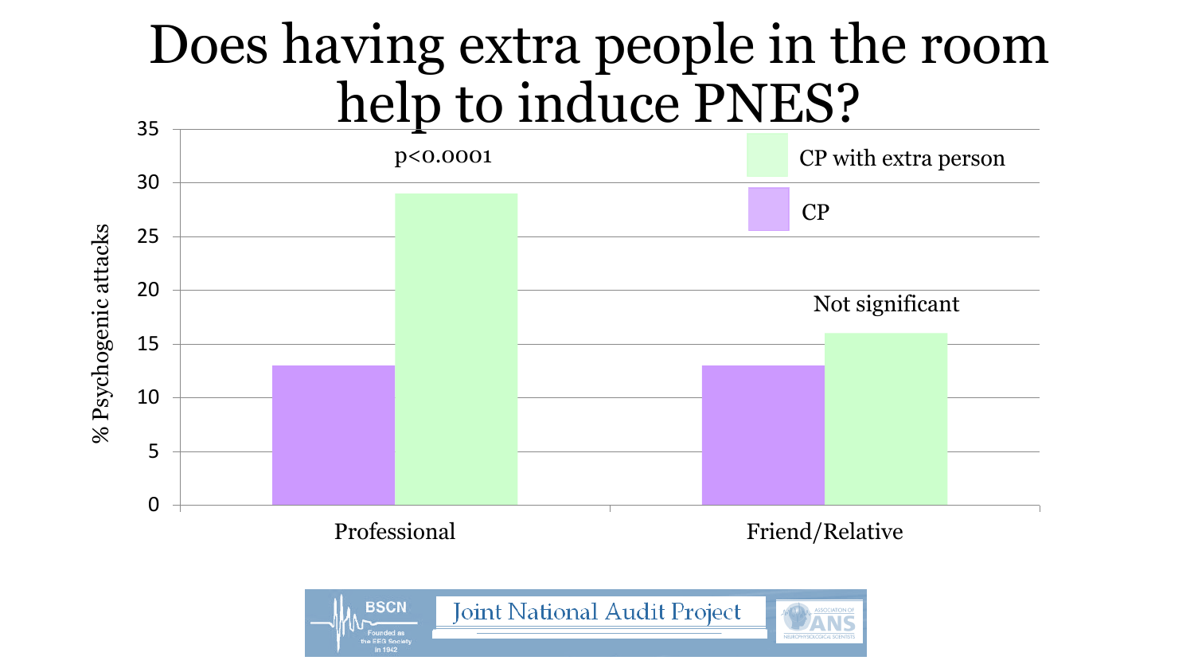# Does having extra people in the room help to induce PNES?

| | CP | CP with extra person | Significance |
|---|---|---|---|
| Professional | 13 | 29 | $p<0.0001$ |
| Friend/Relative | 13 | 16 | Not significant |

% Psychogenic attacks

BSCN Founded as the EEG Society in 1942 — Joint National Audit Project — ANS Association of Neurophysiological Scientists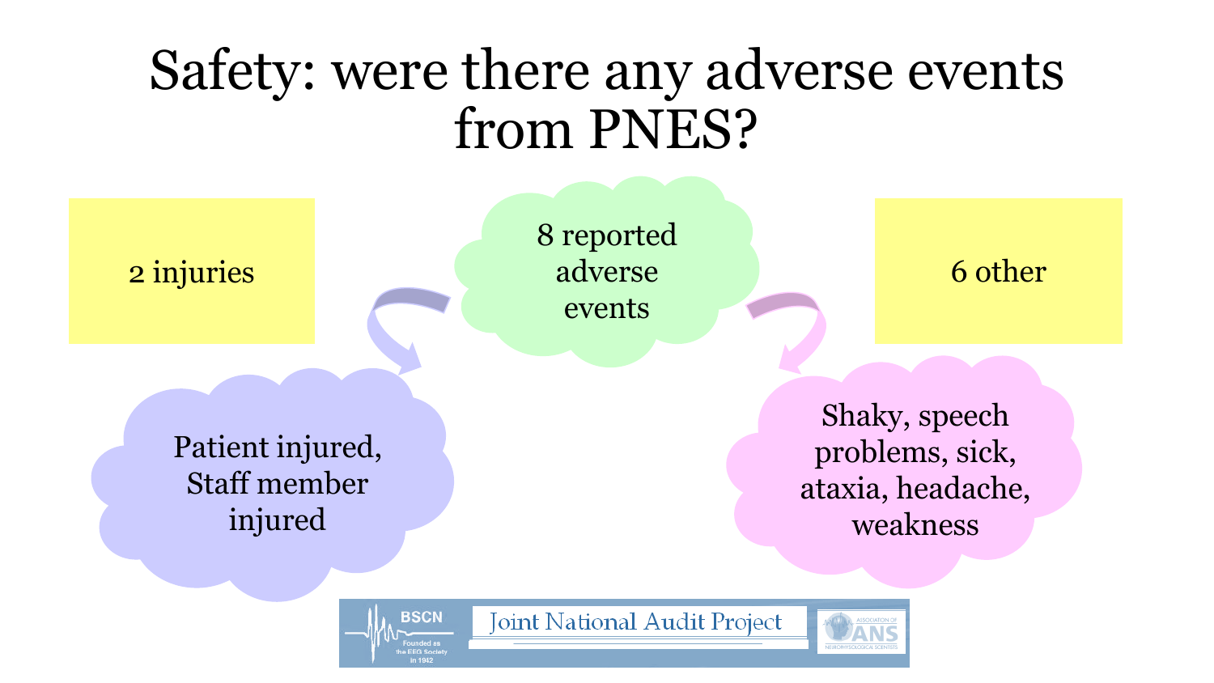# Safety: were there any adverse events from PNES?

8 reported adverse events

2 injuries

Patient injured, Staff member injured

6 other

Shaky, speech problems, sick, ataxia, headache, weakness

BSCN Founded as the EEG Society in 1942 | Joint National Audit Project | Association of ANS Neurophysiological Scientists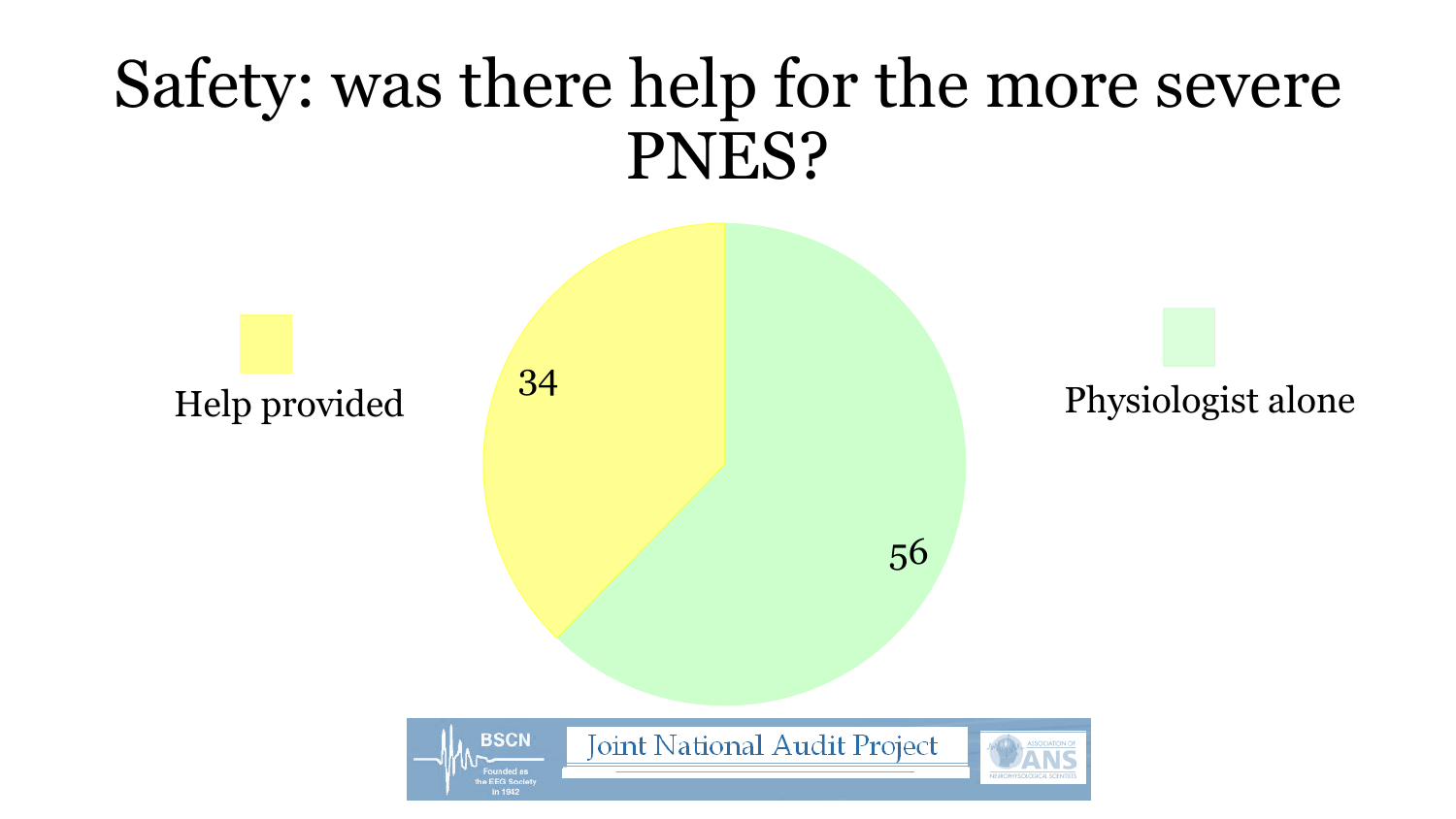# Safety: was there help for the more severe PNES?

| Category | Count |
|---|---|
| Help provided | 34 |
| Physiologist alone | 56 |

Joint National Audit Project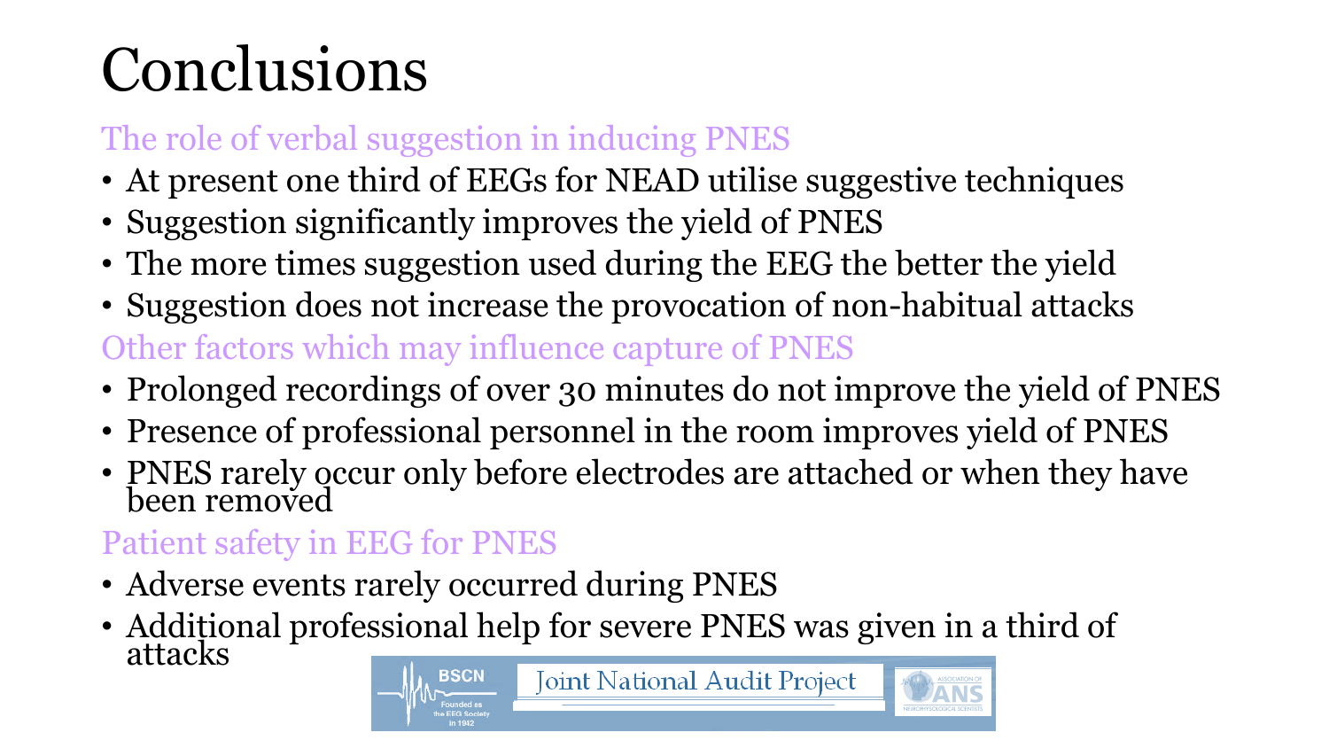# Conclusions

### The role of verbal suggestion in inducing PNES

- At present one third of EEGs for NEAD utilise suggestive techniques
- Suggestion significantly improves the yield of PNES
- The more times suggestion used during the EEG the better the yield
- Suggestion does not increase the provocation of non-habitual attacks

### Other factors which may influence capture of PNES

- Prolonged recordings of over 30 minutes do not improve the yield of PNES
- Presence of professional personnel in the room improves yield of PNES
- PNES rarely occur only before electrodes are attached or when they have been removed

### Patient safety in EEG for PNES

- Adverse events rarely occurred during PNES
- Additional professional help for severe PNES was given in a third of attacks

BSCN Founded as the EEG Society in 1942 | Joint National Audit Project | Association of Neurophysiological Scientists ANS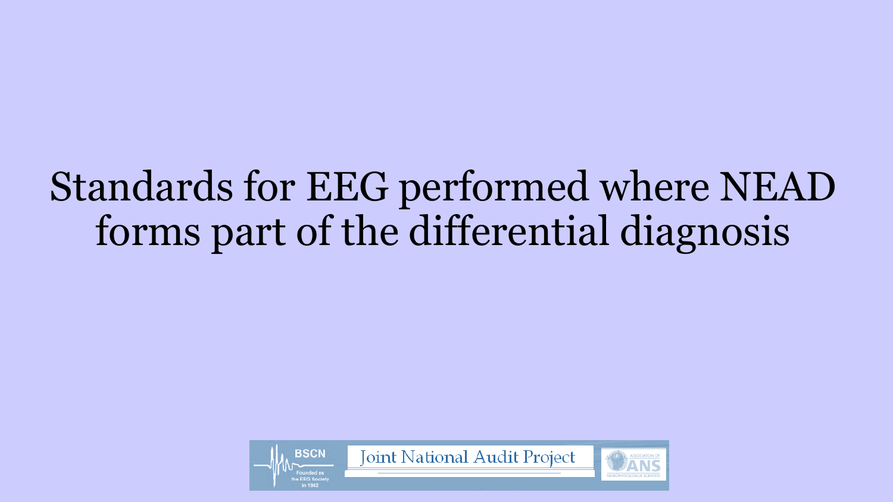# Standards for EEG performed where NEAD forms part of the differential diagnosis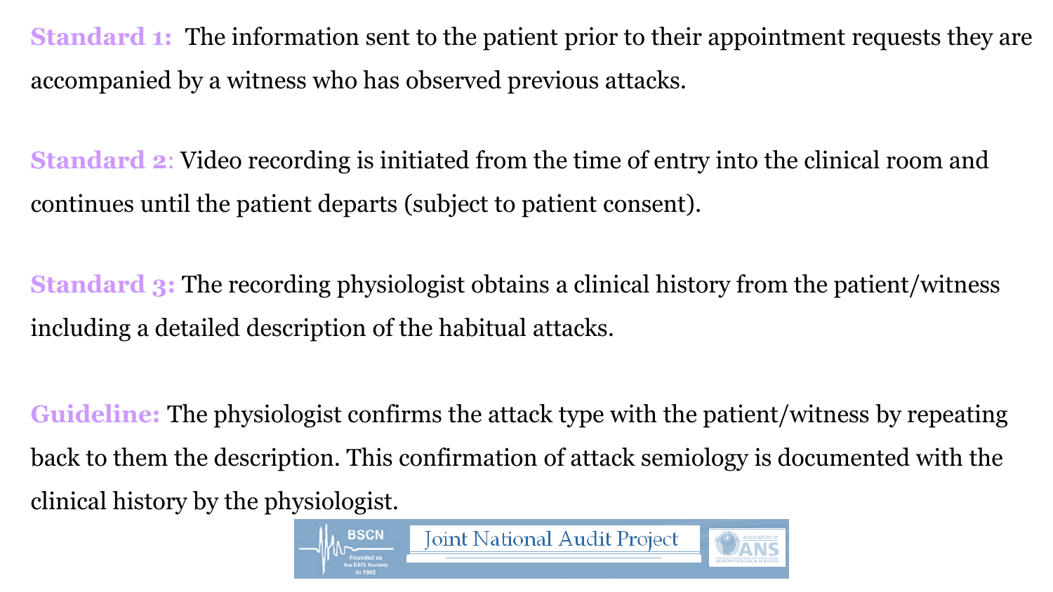**Standard 1:** The information sent to the patient prior to their appointment requests they are accompanied by a witness who has observed previous attacks.

**Standard 2**: Video recording is initiated from the time of entry into the clinical room and continues until the patient departs (subject to patient consent).

**Standard 3:** The recording physiologist obtains a clinical history from the patient/witness including a detailed description of the habitual attacks.

**Guideline:** The physiologist confirms the attack type with the patient/witness by repeating back to them the description. This confirmation of attack semiology is documented with the clinical history by the physiologist.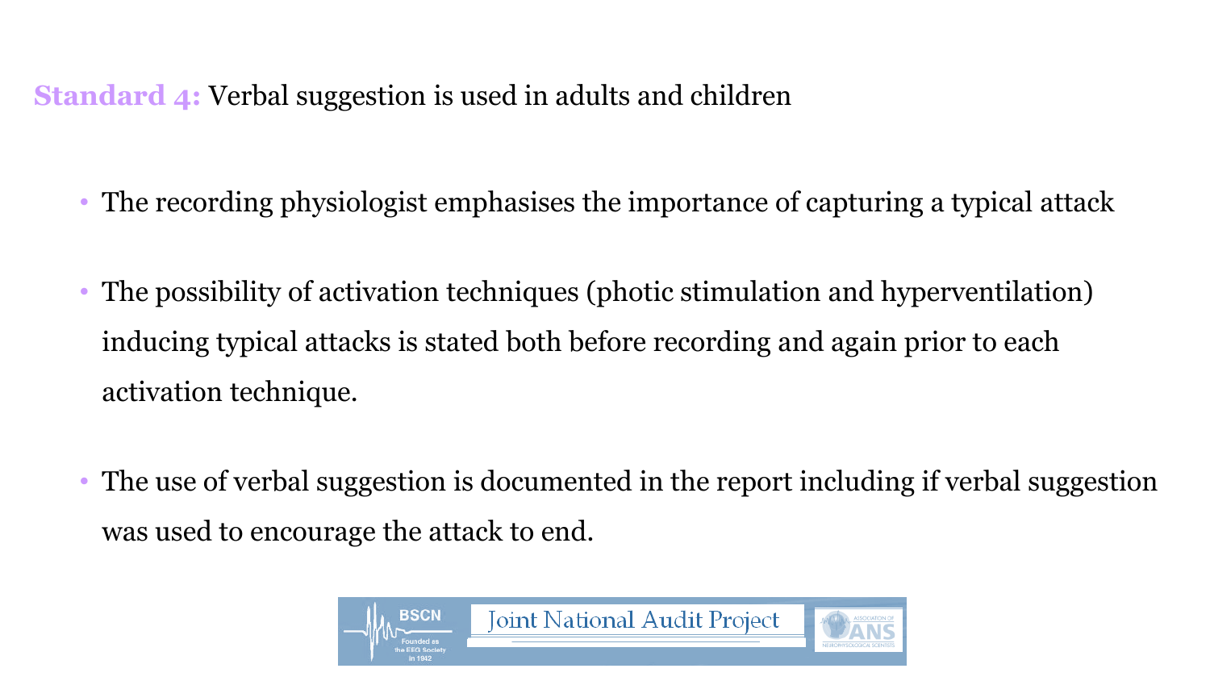**Standard 4:** Verbal suggestion is used in adults and children

- The recording physiologist emphasises the importance of capturing a typical attack
- The possibility of activation techniques (photic stimulation and hyperventilation) inducing typical attacks is stated both before recording and again prior to each activation technique.
- The use of verbal suggestion is documented in the report including if verbal suggestion was used to encourage the attack to end.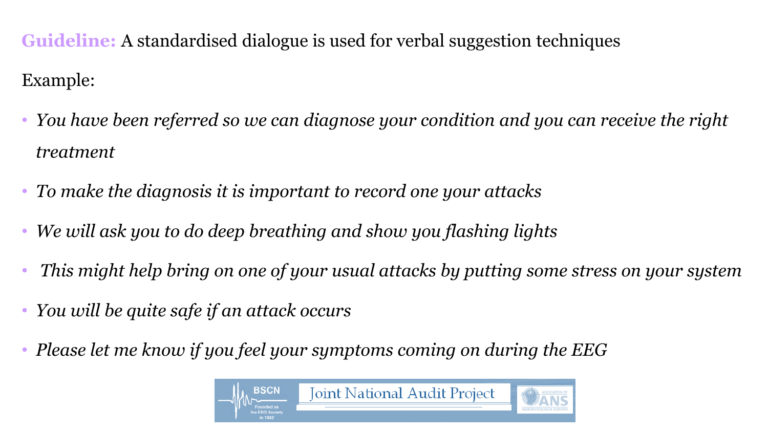**Guideline:** A standardised dialogue is used for verbal suggestion techniques

Example:

- *You have been referred so we can diagnose your condition and you can receive the right treatment*
- *To make the diagnosis it is important to record one your attacks*
- *We will ask you to do deep breathing and show you flashing lights*
- *This might help bring on one of your usual attacks by putting some stress on your system*
- *You will be quite safe if an attack occurs*
- *Please let me know if you feel your symptoms coming on during the EEG*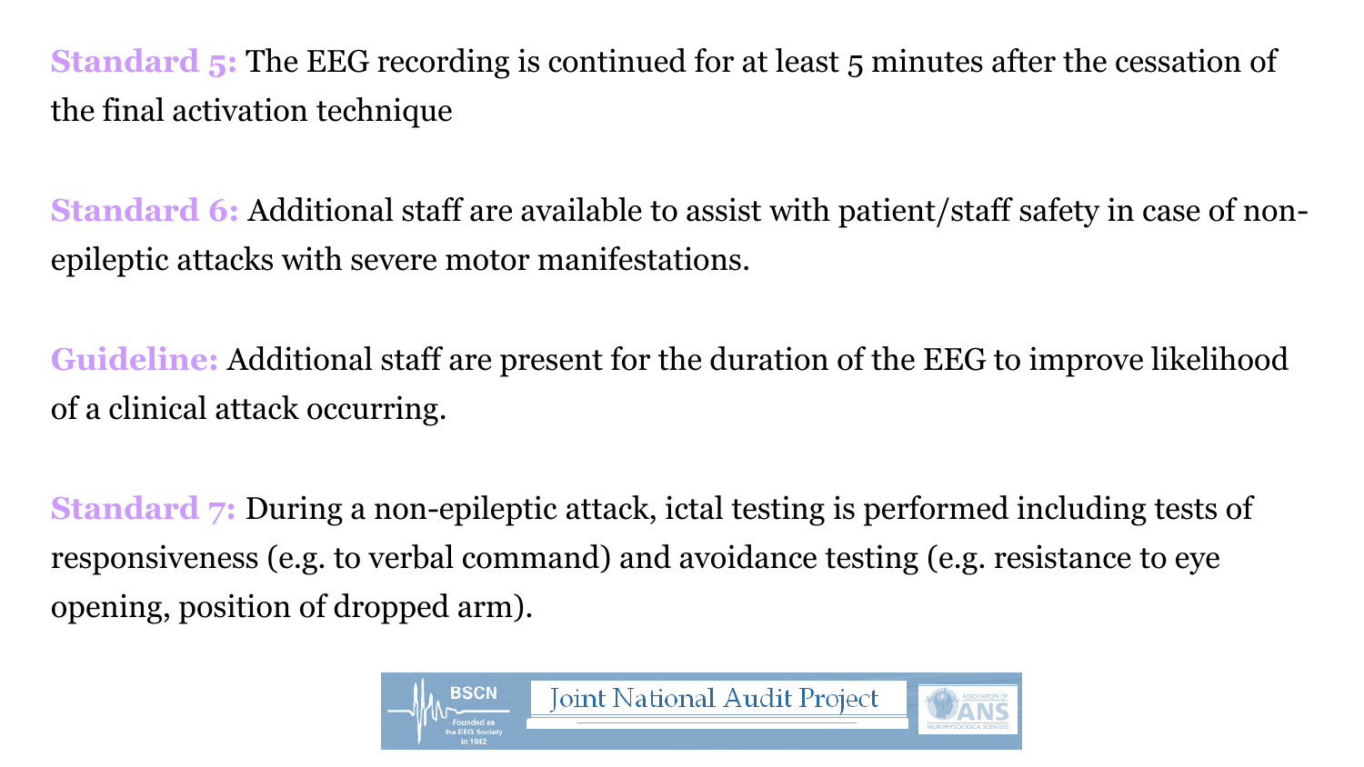**Standard 5:** The EEG recording is continued for at least 5 minutes after the cessation of the final activation technique

**Standard 6:** Additional staff are available to assist with patient/staff safety in case of non-epileptic attacks with severe motor manifestations.

**Guideline:** Additional staff are present for the duration of the EEG to improve likelihood of a clinical attack occurring.

**Standard 7:** During a non-epileptic attack, ictal testing is performed including tests of responsiveness (e.g. to verbal command) and avoidance testing (e.g. resistance to eye opening, position of dropped arm).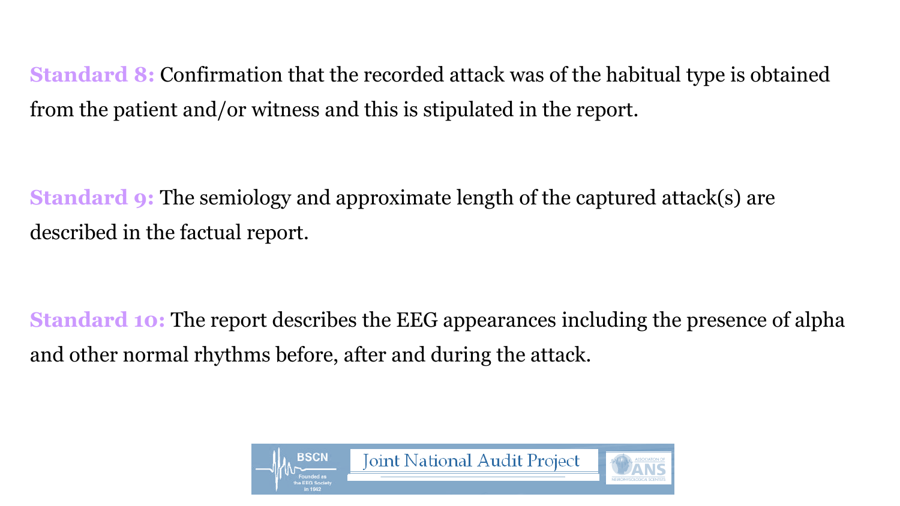**Standard 8:** Confirmation that the recorded attack was of the habitual type is obtained from the patient and/or witness and this is stipulated in the report.

**Standard 9:** The semiology and approximate length of the captured attack(s) are described in the factual report.

**Standard 10:** The report describes the EEG appearances including the presence of alpha and other normal rhythms before, after and during the attack.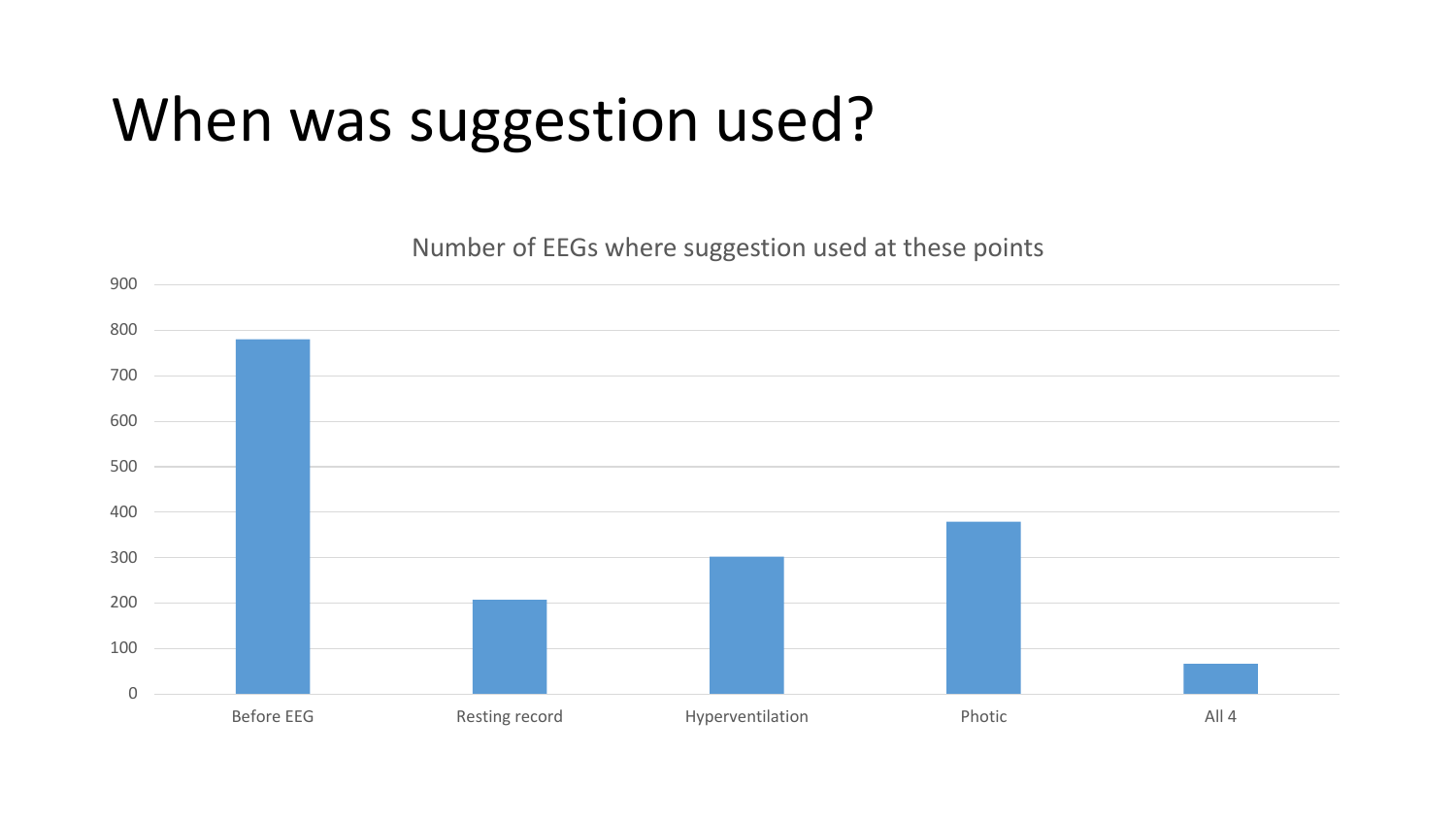# When was suggestion used?

Number of EEGs where suggestion used at these points

| | Before EEG | Resting record | Hyperventilation | Photic | All 4 |
|---|---|---|---|---|---|
| Number of EEGs | ~780 | ~205 | ~300 | ~378 | ~65 |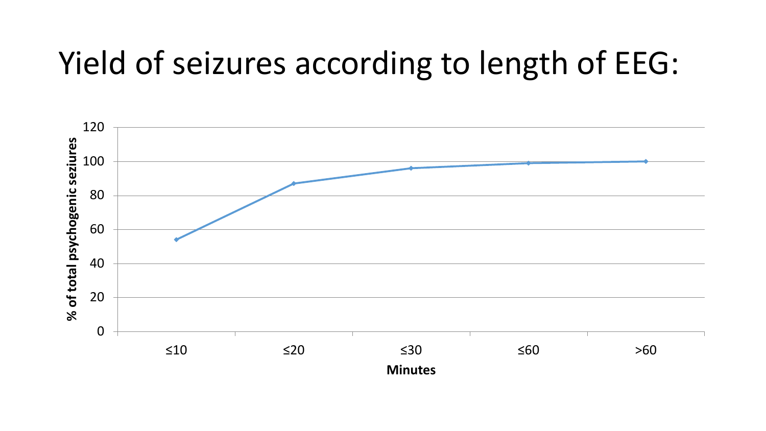# Yield of seizures according to length of EEG:

| Minutes | % of total psychogenic seziures |
|---|---|
| ≤10 | 54 |
| ≤20 | 87 |
| ≤30 | 96 |
| ≤60 | 99 |
| >60 | 100 |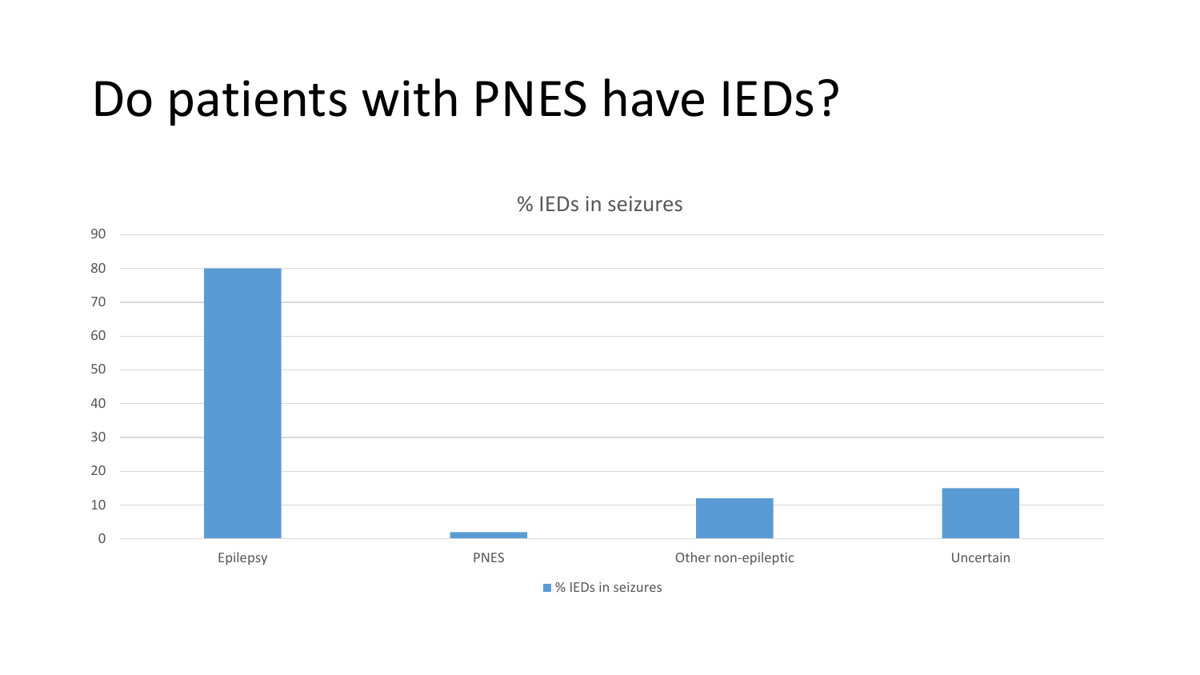# Do patients with PNES have IEDs?

% IEDs in seizures

| | % IEDs in seizures |
|---|---|
| Epilepsy | 80 |
| PNES | 2 |
| Other non-epileptic | 12 |
| Uncertain | 15 |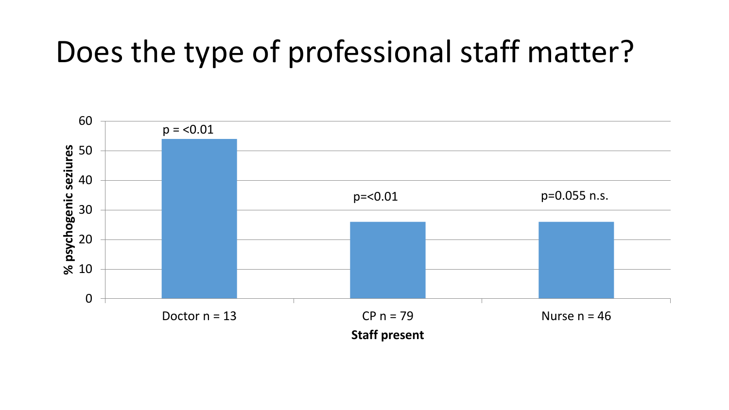# Does the type of professional staff matter?

60
50
40
30
20
10
0

% psychogenic seziures

p = <0.01

p=<0.01

p=0.055 n.s.

Doctor n = 13

CP n = 79

Nurse n = 46

**Staff present**